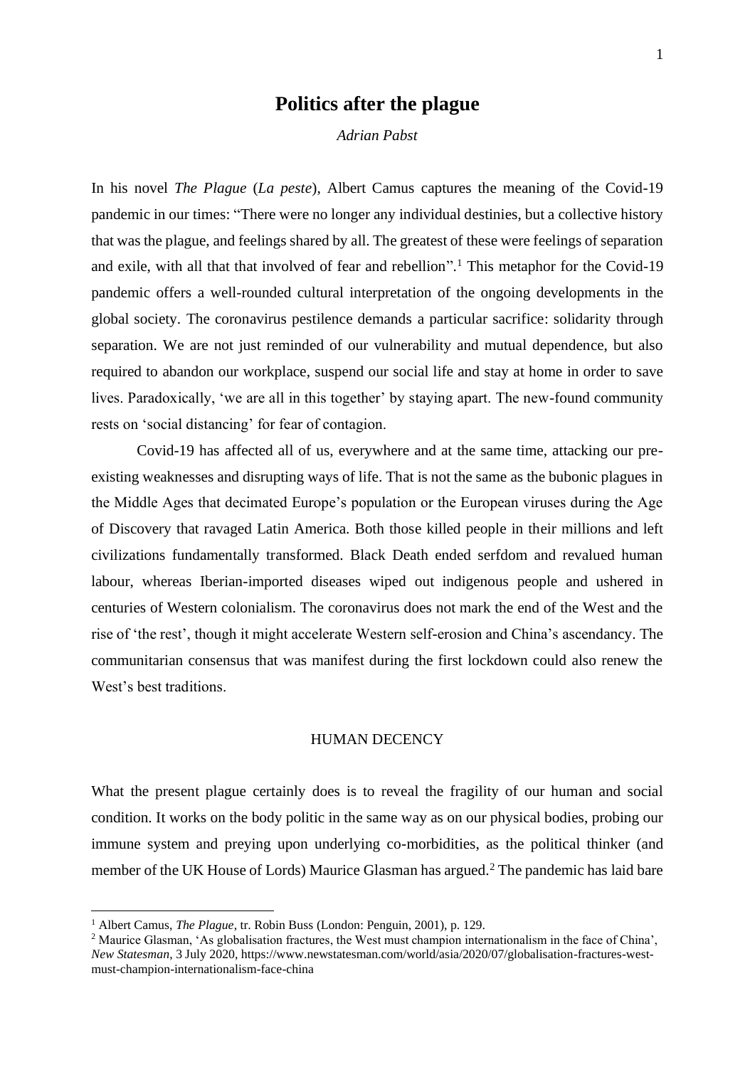# Politics after the plague

*Adrian Pabst*

In his novel *The Plague* (*La peste*), Albert Camus captures the meaning of the Covid-19 pandemic in our times: "There were no longer any individual destinies, but a collective history that was the plague, and feelings shared by all. The greatest of these were feelings of separation and exile, with all that that involved of fear and rebellion".[1] This metaphor for the Covid-19 pandemic offers a well-rounded cultural interpretation of the ongoing developments in the global society. The coronavirus pestilence demands a particular sacrifice: solidarity through separation. We are not just reminded of our vulnerability and mutual dependence, but also required to abandon our workplace, suspend our social life and stay at home in order to save lives. Paradoxically, 'we are all in this together' by staying apart. The new-found community rests on 'social distancing' for fear of contagion.

Covid-19 has affected all of us, everywhere and at the same time, attacking our pre-existing weaknesses and disrupting ways of life. That is not the same as the bubonic plagues in the Middle Ages that decimated Europe's population or the European viruses during the Age of Discovery that ravaged Latin America. Both those killed people in their millions and left civilizations fundamentally transformed. Black Death ended serfdom and revalued human labour, whereas Iberian-imported diseases wiped out indigenous people and ushered in centuries of Western colonialism. The coronavirus does not mark the end of the West and the rise of 'the rest', though it might accelerate Western self-erosion and China's ascendancy. The communitarian consensus that was manifest during the first lockdown could also renew the West's best traditions.

## HUMAN DECENCY

What the present plague certainly does is to reveal the fragility of our human and social condition. It works on the body politic in the same way as on our physical bodies, probing our immune system and preying upon underlying co-morbidities, as the political thinker (and member of the UK House of Lords) Maurice Glasman has argued.[2] The pandemic has laid bare

---

[1] Albert Camus, *The Plague*, tr. Robin Buss (London: Penguin, 2001), p. 129.

[2] Maurice Glasman, 'As globalisation fractures, the West must champion internationalism in the face of China', *New Statesman*, 3 July 2020, https://www.newstatesman.com/world/asia/2020/07/globalisation-fractures-west-must-champion-internationalism-face-china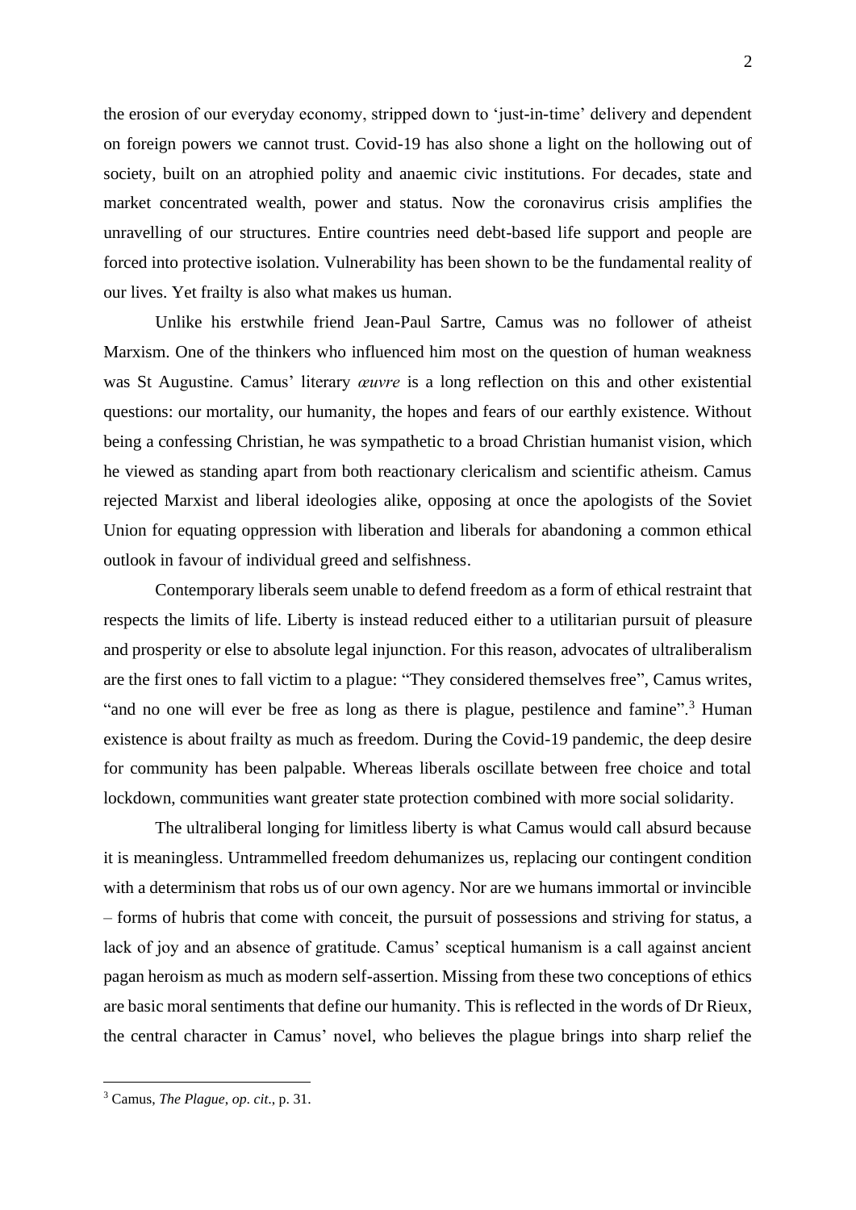the erosion of our everyday economy, stripped down to 'just-in-time' delivery and dependent on foreign powers we cannot trust. Covid-19 has also shone a light on the hollowing out of society, built on an atrophied polity and anaemic civic institutions. For decades, state and market concentrated wealth, power and status. Now the coronavirus crisis amplifies the unravelling of our structures. Entire countries need debt-based life support and people are forced into protective isolation. Vulnerability has been shown to be the fundamental reality of our lives. Yet frailty is also what makes us human.

Unlike his erstwhile friend Jean-Paul Sartre, Camus was no follower of atheist Marxism. One of the thinkers who influenced him most on the question of human weakness was St Augustine. Camus' literary *œuvre* is a long reflection on this and other existential questions: our mortality, our humanity, the hopes and fears of our earthly existence. Without being a confessing Christian, he was sympathetic to a broad Christian humanist vision, which he viewed as standing apart from both reactionary clericalism and scientific atheism. Camus rejected Marxist and liberal ideologies alike, opposing at once the apologists of the Soviet Union for equating oppression with liberation and liberals for abandoning a common ethical outlook in favour of individual greed and selfishness.

Contemporary liberals seem unable to defend freedom as a form of ethical restraint that respects the limits of life. Liberty is instead reduced either to a utilitarian pursuit of pleasure and prosperity or else to absolute legal injunction. For this reason, advocates of ultraliberalism are the first ones to fall victim to a plague: "They considered themselves free", Camus writes, "and no one will ever be free as long as there is plague, pestilence and famine".[3] Human existence is about frailty as much as freedom. During the Covid-19 pandemic, the deep desire for community has been palpable. Whereas liberals oscillate between free choice and total lockdown, communities want greater state protection combined with more social solidarity.

The ultraliberal longing for limitless liberty is what Camus would call absurd because it is meaningless. Untrammelled freedom dehumanizes us, replacing our contingent condition with a determinism that robs us of our own agency. Nor are we humans immortal or invincible – forms of hubris that come with conceit, the pursuit of possessions and striving for status, a lack of joy and an absence of gratitude. Camus' sceptical humanism is a call against ancient pagan heroism as much as modern self-assertion. Missing from these two conceptions of ethics are basic moral sentiments that define our humanity. This is reflected in the words of Dr Rieux, the central character in Camus' novel, who believes the plague brings into sharp relief the

[3] Camus, *The Plague*, *op. cit*., p. 31.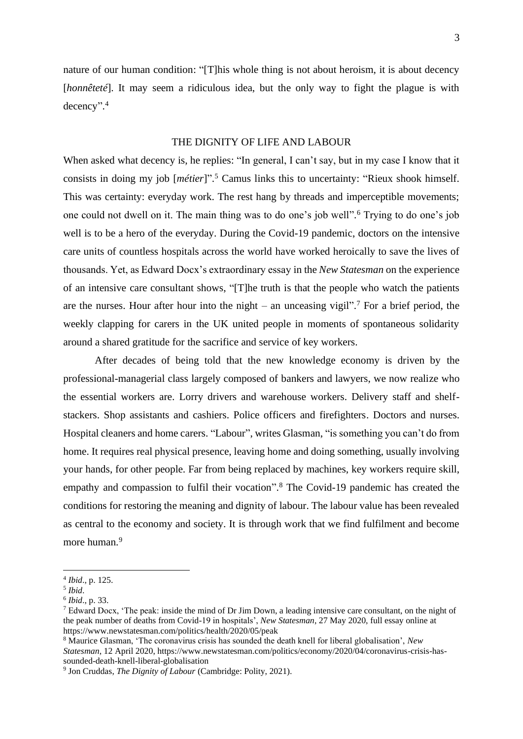nature of our human condition: "[T]his whole thing is not about heroism, it is about decency [*honnêteté*]. It may seem a ridiculous idea, but the only way to fight the plague is with decency".[4]

## THE DIGNITY OF LIFE AND LABOUR

When asked what decency is, he replies: "In general, I can't say, but in my case I know that it consists in doing my job [*métier*]".[5] Camus links this to uncertainty: "Rieux shook himself. This was certainty: everyday work. The rest hang by threads and imperceptible movements; one could not dwell on it. The main thing was to do one's job well".[6] Trying to do one's job well is to be a hero of the everyday. During the Covid-19 pandemic, doctors on the intensive care units of countless hospitals across the world have worked heroically to save the lives of thousands. Yet, as Edward Docx's extraordinary essay in the *New Statesman* on the experience of an intensive care consultant shows, "[T]he truth is that the people who watch the patients are the nurses. Hour after hour into the night – an unceasing vigil".[7] For a brief period, the weekly clapping for carers in the UK united people in moments of spontaneous solidarity around a shared gratitude for the sacrifice and service of key workers.

After decades of being told that the new knowledge economy is driven by the professional-managerial class largely composed of bankers and lawyers, we now realize who the essential workers are. Lorry drivers and warehouse workers. Delivery staff and shelf-stackers. Shop assistants and cashiers. Police officers and firefighters. Doctors and nurses. Hospital cleaners and home carers. "Labour", writes Glasman, "is something you can't do from home. It requires real physical presence, leaving home and doing something, usually involving your hands, for other people. Far from being replaced by machines, key workers require skill, empathy and compassion to fulfil their vocation".[8] The Covid-19 pandemic has created the conditions for restoring the meaning and dignity of labour. The labour value has been revealed as central to the economy and society. It is through work that we find fulfilment and become more human.[9]

---

[4] *Ibid*., p. 125.

[5] *Ibid*.

[6] *Ibid*., p. 33.

[7] Edward Docx, 'The peak: inside the mind of Dr Jim Down, a leading intensive care consultant, on the night of the peak number of deaths from Covid-19 in hospitals', *New Statesman*, 27 May 2020, full essay online at https://www.newstatesman.com/politics/health/2020/05/peak

[8] Maurice Glasman, 'The coronavirus crisis has sounded the death knell for liberal globalisation', *New Statesman*, 12 April 2020, https://www.newstatesman.com/politics/economy/2020/04/coronavirus-crisis-has-sounded-death-knell-liberal-globalisation

[9] Jon Cruddas, *The Dignity of Labour* (Cambridge: Polity, 2021).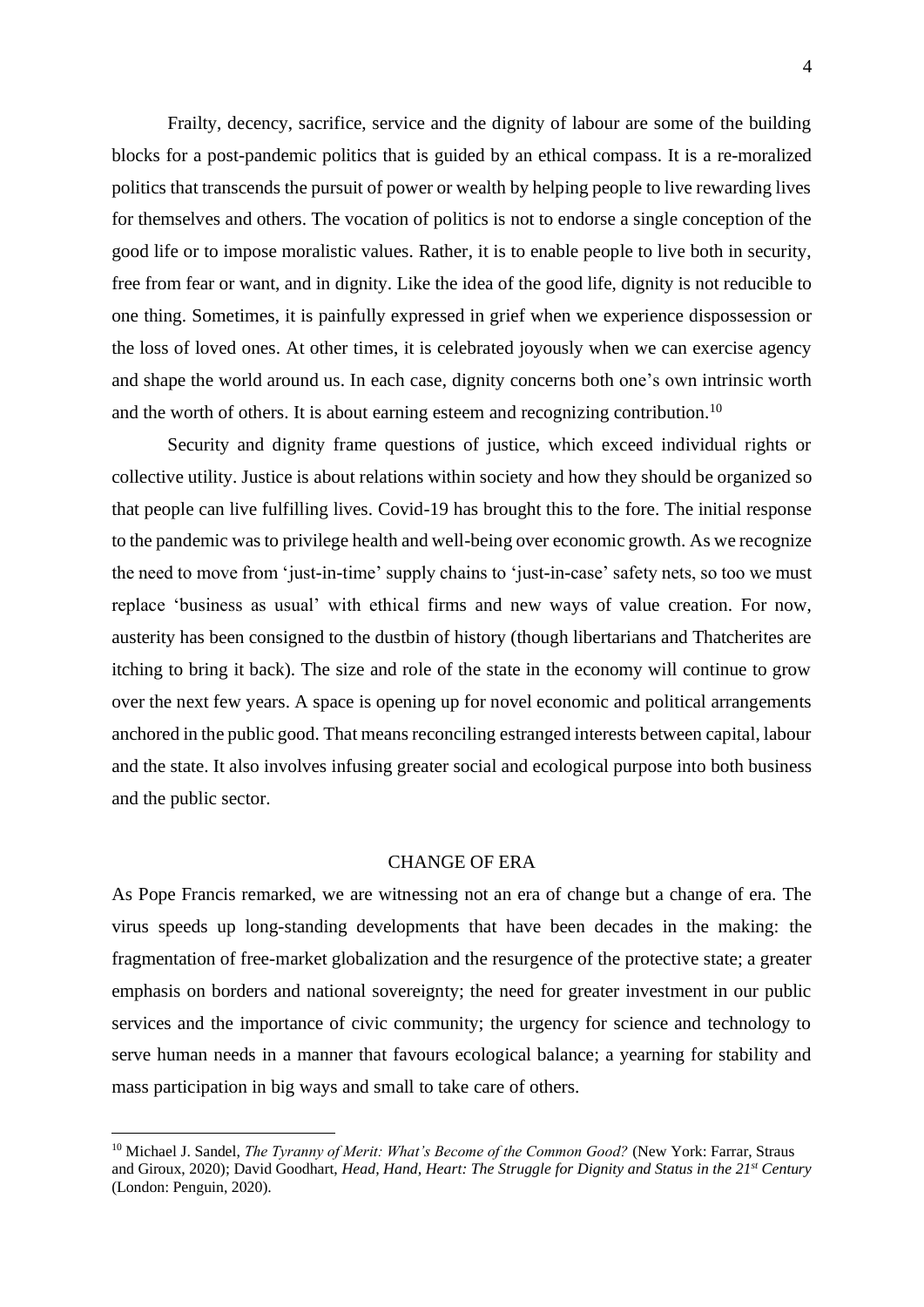Frailty, decency, sacrifice, service and the dignity of labour are some of the building blocks for a post-pandemic politics that is guided by an ethical compass. It is a re-moralized politics that transcends the pursuit of power or wealth by helping people to live rewarding lives for themselves and others. The vocation of politics is not to endorse a single conception of the good life or to impose moralistic values. Rather, it is to enable people to live both in security, free from fear or want, and in dignity. Like the idea of the good life, dignity is not reducible to one thing. Sometimes, it is painfully expressed in grief when we experience dispossession or the loss of loved ones. At other times, it is celebrated joyously when we can exercise agency and shape the world around us. In each case, dignity concerns both one's own intrinsic worth and the worth of others. It is about earning esteem and recognizing contribution.[10]

Security and dignity frame questions of justice, which exceed individual rights or collective utility. Justice is about relations within society and how they should be organized so that people can live fulfilling lives. Covid-19 has brought this to the fore. The initial response to the pandemic was to privilege health and well-being over economic growth. As we recognize the need to move from 'just-in-time' supply chains to 'just-in-case' safety nets, so too we must replace 'business as usual' with ethical firms and new ways of value creation. For now, austerity has been consigned to the dustbin of history (though libertarians and Thatcherites are itching to bring it back). The size and role of the state in the economy will continue to grow over the next few years. A space is opening up for novel economic and political arrangements anchored in the public good. That means reconciling estranged interests between capital, labour and the state. It also involves infusing greater social and ecological purpose into both business and the public sector.

## CHANGE OF ERA

As Pope Francis remarked, we are witnessing not an era of change but a change of era. The virus speeds up long-standing developments that have been decades in the making: the fragmentation of free-market globalization and the resurgence of the protective state; a greater emphasis on borders and national sovereignty; the need for greater investment in our public services and the importance of civic community; the urgency for science and technology to serve human needs in a manner that favours ecological balance; a yearning for stability and mass participation in big ways and small to take care of others.

---

[10] Michael J. Sandel, *The Tyranny of Merit: What's Become of the Common Good?* (New York: Farrar, Straus and Giroux, 2020); David Goodhart, *Head, Hand, Heart: The Struggle for Dignity and Status in the 21st Century* (London: Penguin, 2020).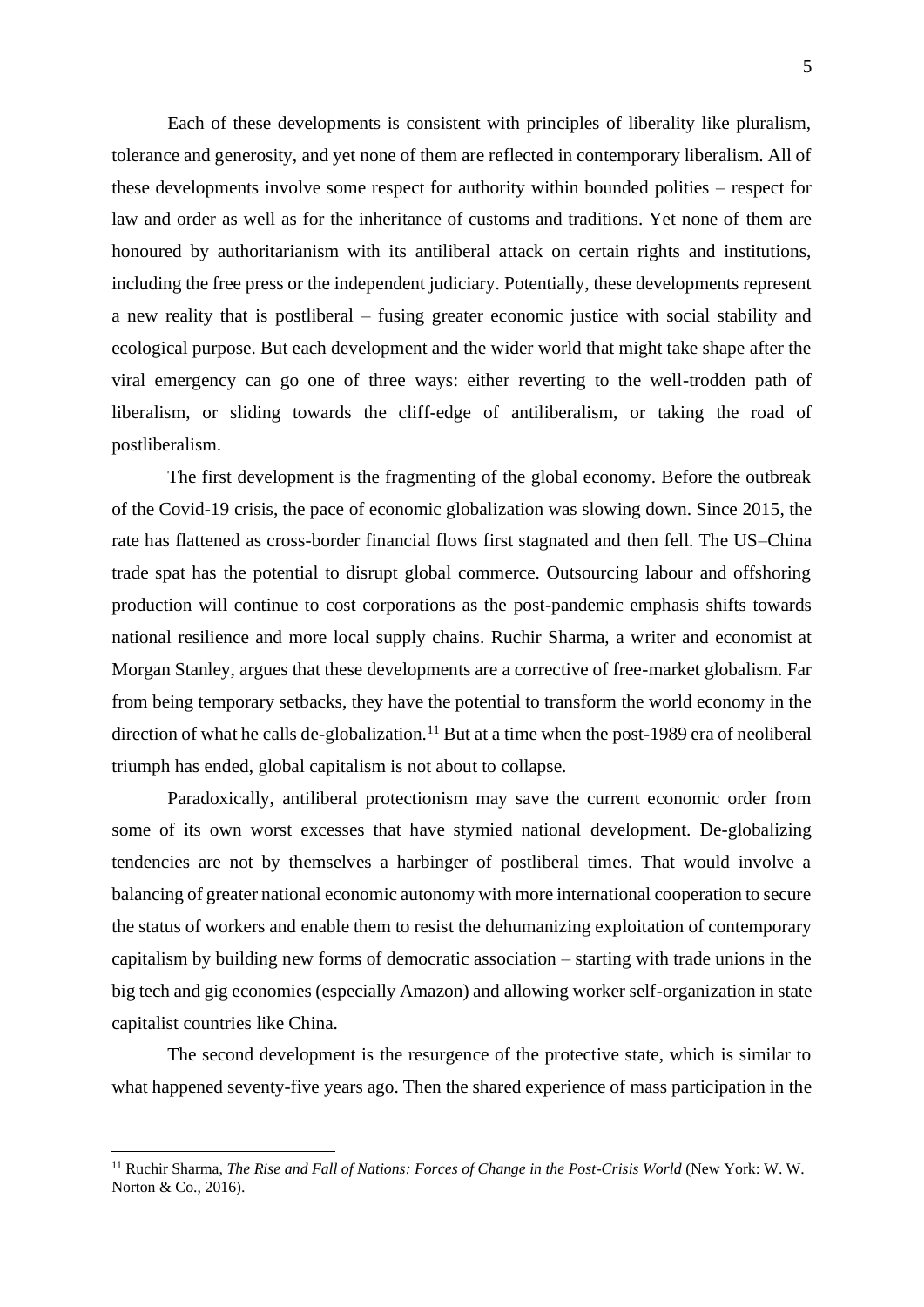Each of these developments is consistent with principles of liberality like pluralism, tolerance and generosity, and yet none of them are reflected in contemporary liberalism. All of these developments involve some respect for authority within bounded polities – respect for law and order as well as for the inheritance of customs and traditions. Yet none of them are honoured by authoritarianism with its antiliberal attack on certain rights and institutions, including the free press or the independent judiciary. Potentially, these developments represent a new reality that is postliberal – fusing greater economic justice with social stability and ecological purpose. But each development and the wider world that might take shape after the viral emergency can go one of three ways: either reverting to the well-trodden path of liberalism, or sliding towards the cliff-edge of antiliberalism, or taking the road of postliberalism.

The first development is the fragmenting of the global economy. Before the outbreak of the Covid-19 crisis, the pace of economic globalization was slowing down. Since 2015, the rate has flattened as cross-border financial flows first stagnated and then fell. The US–China trade spat has the potential to disrupt global commerce. Outsourcing labour and offshoring production will continue to cost corporations as the post-pandemic emphasis shifts towards national resilience and more local supply chains. Ruchir Sharma, a writer and economist at Morgan Stanley, argues that these developments are a corrective of free-market globalism. Far from being temporary setbacks, they have the potential to transform the world economy in the direction of what he calls de-globalization.[11] But at a time when the post-1989 era of neoliberal triumph has ended, global capitalism is not about to collapse.

Paradoxically, antiliberal protectionism may save the current economic order from some of its own worst excesses that have stymied national development. De-globalizing tendencies are not by themselves a harbinger of postliberal times. That would involve a balancing of greater national economic autonomy with more international cooperation to secure the status of workers and enable them to resist the dehumanizing exploitation of contemporary capitalism by building new forms of democratic association – starting with trade unions in the big tech and gig economies (especially Amazon) and allowing worker self-organization in state capitalist countries like China.

The second development is the resurgence of the protective state, which is similar to what happened seventy-five years ago. Then the shared experience of mass participation in the

---

[11] Ruchir Sharma, *The Rise and Fall of Nations: Forces of Change in the Post-Crisis World* (New York: W. W. Norton & Co., 2016).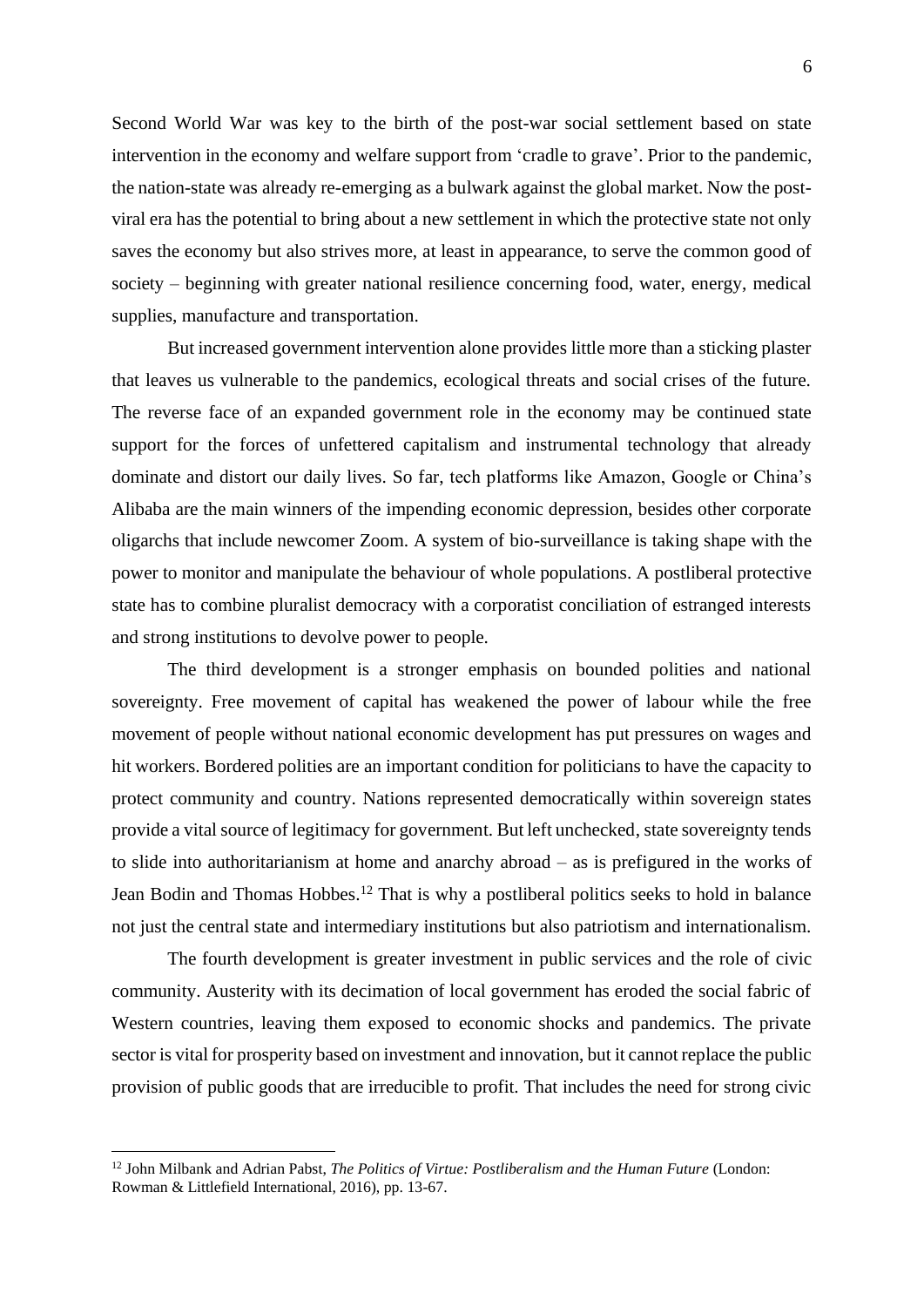Second World War was key to the birth of the post-war social settlement based on state intervention in the economy and welfare support from 'cradle to grave'. Prior to the pandemic, the nation-state was already re-emerging as a bulwark against the global market. Now the post-viral era has the potential to bring about a new settlement in which the protective state not only saves the economy but also strives more, at least in appearance, to serve the common good of society – beginning with greater national resilience concerning food, water, energy, medical supplies, manufacture and transportation.

But increased government intervention alone provides little more than a sticking plaster that leaves us vulnerable to the pandemics, ecological threats and social crises of the future. The reverse face of an expanded government role in the economy may be continued state support for the forces of unfettered capitalism and instrumental technology that already dominate and distort our daily lives. So far, tech platforms like Amazon, Google or China's Alibaba are the main winners of the impending economic depression, besides other corporate oligarchs that include newcomer Zoom. A system of bio-surveillance is taking shape with the power to monitor and manipulate the behaviour of whole populations. A postliberal protective state has to combine pluralist democracy with a corporatist conciliation of estranged interests and strong institutions to devolve power to people.

The third development is a stronger emphasis on bounded polities and national sovereignty. Free movement of capital has weakened the power of labour while the free movement of people without national economic development has put pressures on wages and hit workers. Bordered polities are an important condition for politicians to have the capacity to protect community and country. Nations represented democratically within sovereign states provide a vital source of legitimacy for government. But left unchecked, state sovereignty tends to slide into authoritarianism at home and anarchy abroad – as is prefigured in the works of Jean Bodin and Thomas Hobbes.[12] That is why a postliberal politics seeks to hold in balance not just the central state and intermediary institutions but also patriotism and internationalism.

The fourth development is greater investment in public services and the role of civic community. Austerity with its decimation of local government has eroded the social fabric of Western countries, leaving them exposed to economic shocks and pandemics. The private sector is vital for prosperity based on investment and innovation, but it cannot replace the public provision of public goods that are irreducible to profit. That includes the need for strong civic

---

[12] John Milbank and Adrian Pabst, *The Politics of Virtue: Postliberalism and the Human Future* (London: Rowman & Littlefield International, 2016), pp. 13-67.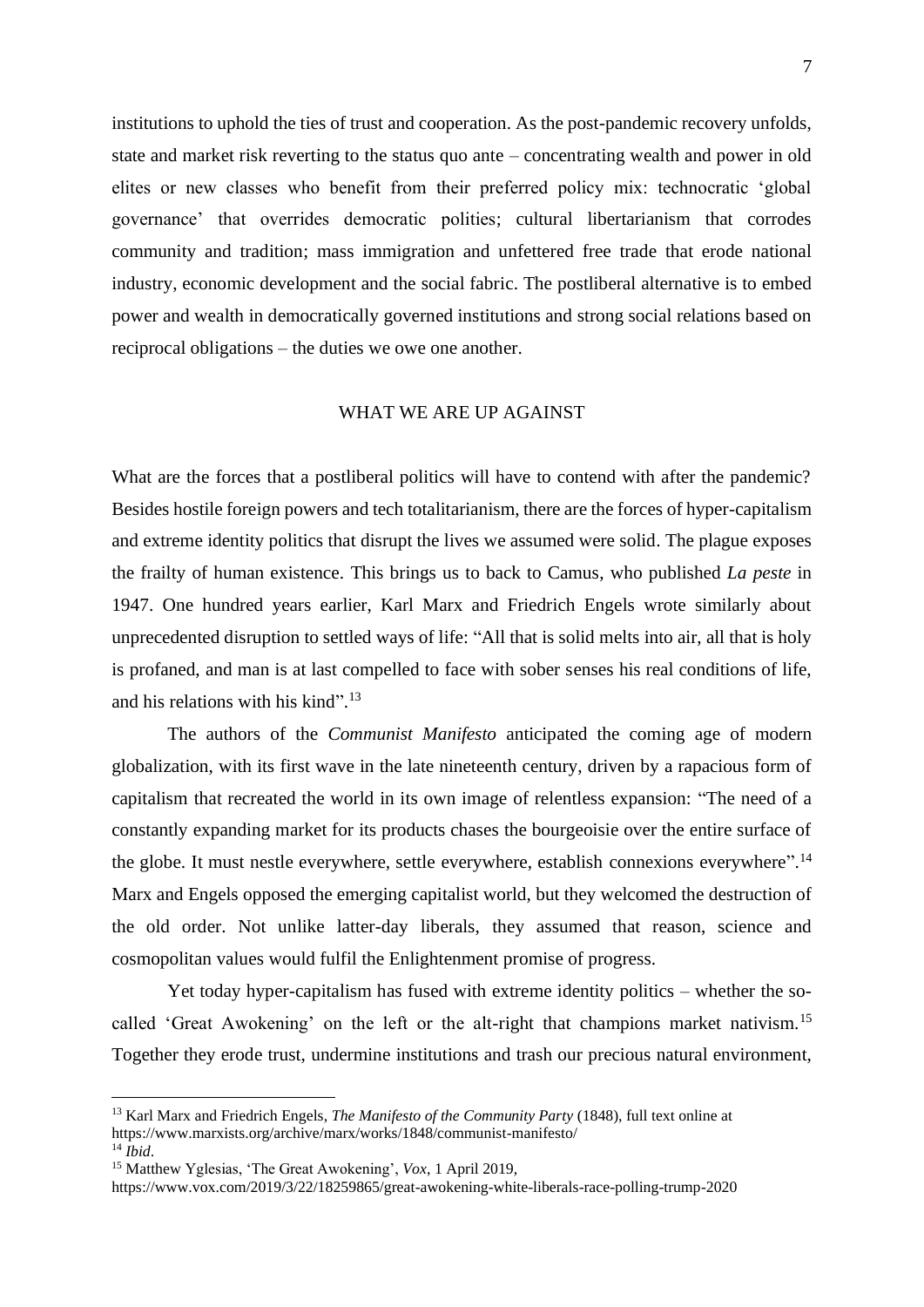institutions to uphold the ties of trust and cooperation. As the post-pandemic recovery unfolds, state and market risk reverting to the status quo ante – concentrating wealth and power in old elites or new classes who benefit from their preferred policy mix: technocratic 'global governance' that overrides democratic polities; cultural libertarianism that corrodes community and tradition; mass immigration and unfettered free trade that erode national industry, economic development and the social fabric. The postliberal alternative is to embed power and wealth in democratically governed institutions and strong social relations based on reciprocal obligations – the duties we owe one another.

## WHAT WE ARE UP AGAINST

What are the forces that a postliberal politics will have to contend with after the pandemic? Besides hostile foreign powers and tech totalitarianism, there are the forces of hyper-capitalism and extreme identity politics that disrupt the lives we assumed were solid. The plague exposes the frailty of human existence. This brings us to back to Camus, who published *La peste* in 1947. One hundred years earlier, Karl Marx and Friedrich Engels wrote similarly about unprecedented disruption to settled ways of life: "All that is solid melts into air, all that is holy is profaned, and man is at last compelled to face with sober senses his real conditions of life, and his relations with his kind".[13]

The authors of the *Communist Manifesto* anticipated the coming age of modern globalization, with its first wave in the late nineteenth century, driven by a rapacious form of capitalism that recreated the world in its own image of relentless expansion: "The need of a constantly expanding market for its products chases the bourgeoisie over the entire surface of the globe. It must nestle everywhere, settle everywhere, establish connexions everywhere".[14] Marx and Engels opposed the emerging capitalist world, but they welcomed the destruction of the old order. Not unlike latter-day liberals, they assumed that reason, science and cosmopolitan values would fulfil the Enlightenment promise of progress.

Yet today hyper-capitalism has fused with extreme identity politics – whether the so-called 'Great Awokening' on the left or the alt-right that champions market nativism.[15] Together they erode trust, undermine institutions and trash our precious natural environment,

---

[13] Karl Marx and Friedrich Engels, *The Manifesto of the Community Party* (1848), full text online at https://www.marxists.org/archive/marx/works/1848/communist-manifesto/

[14] *Ibid*.

[15] Matthew Yglesias, 'The Great Awokening', *Vox*, 1 April 2019, https://www.vox.com/2019/3/22/18259865/great-awokening-white-liberals-race-polling-trump-2020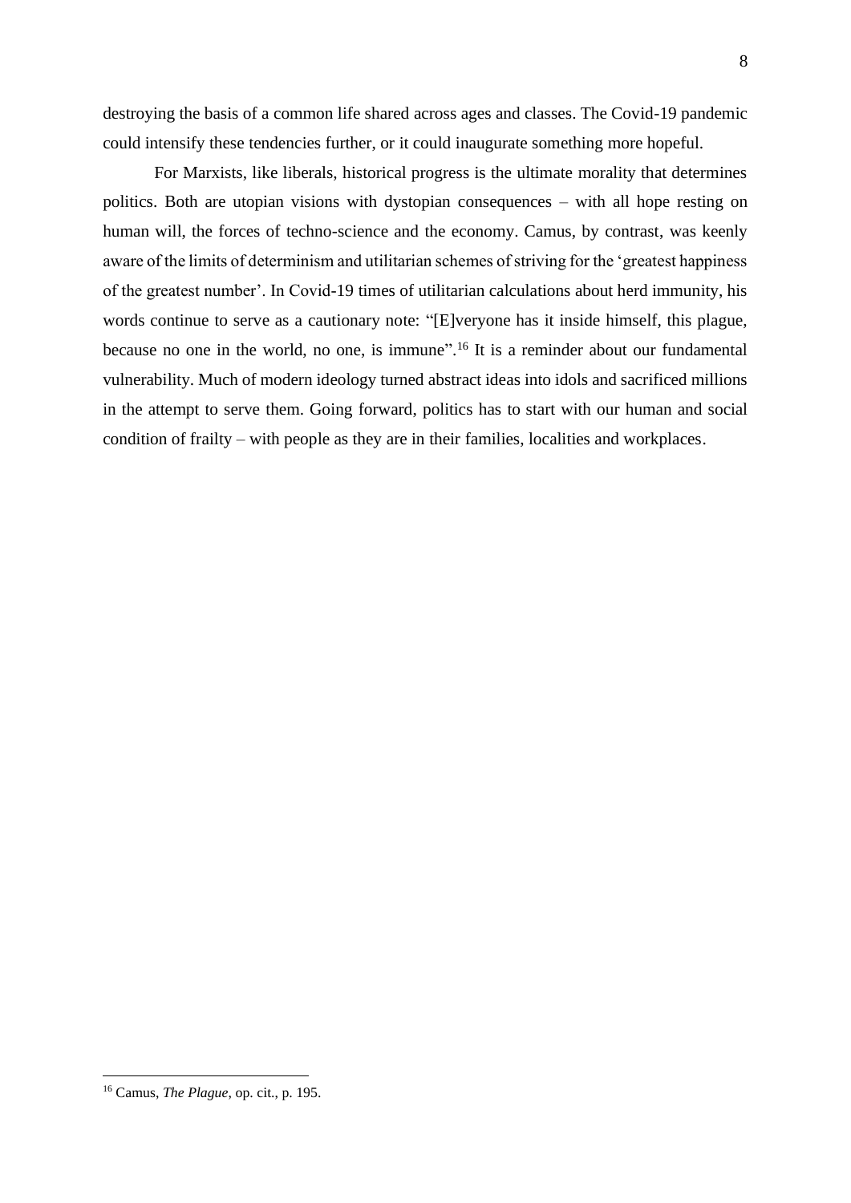destroying the basis of a common life shared across ages and classes. The Covid-19 pandemic could intensify these tendencies further, or it could inaugurate something more hopeful.

For Marxists, like liberals, historical progress is the ultimate morality that determines politics. Both are utopian visions with dystopian consequences – with all hope resting on human will, the forces of techno-science and the economy. Camus, by contrast, was keenly aware of the limits of determinism and utilitarian schemes of striving for the 'greatest happiness of the greatest number'. In Covid-19 times of utilitarian calculations about herd immunity, his words continue to serve as a cautionary note: "[E]veryone has it inside himself, this plague, because no one in the world, no one, is immune".[16] It is a reminder about our fundamental vulnerability. Much of modern ideology turned abstract ideas into idols and sacrificed millions in the attempt to serve them. Going forward, politics has to start with our human and social condition of frailty – with people as they are in their families, localities and workplaces.

---

[16] Camus, *The Plague*, op. cit., p. 195.